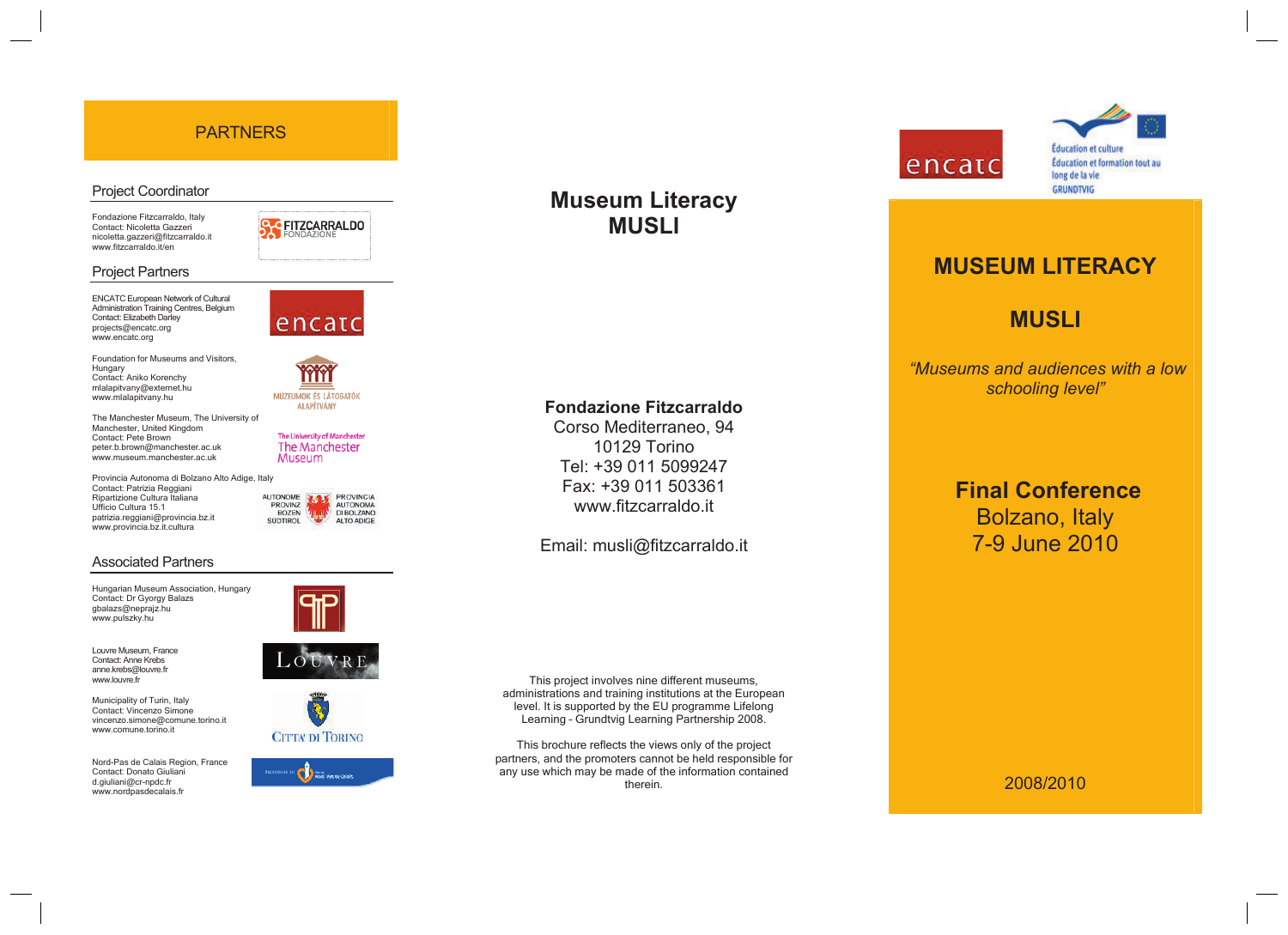## PARTNERS

### Project Coordinator

Fondazione Fitzcarraldo, Italy
Contact: Nicoletta Gazzeri
nicoletta.gazzeri@fitzcarraldo.it
www.fitzcarraldo.it/en

### Project Partners

ENCATC European Network of Cultural Administration Training Centres, Belgium
Contact: Elizabeth Darley
projects@encatc.org
www.encatc.org

Foundation for Museums and Visitors, Hungary
Contact: Aniko Korenchy
mlalapitvany@externet.hu
www.mlalapitvany.hu

The Manchester Museum, The University of Manchester, United Kingdom
Contact: Pete Brown
peter.b.brown@manchester.ac.uk
www.museum.manchester.ac.uk

Provincia Autonoma di Bolzano Alto Adige, Italy
Contact: Patrizia Reggiani
Ripartizione Cultura Italiana
Ufficio Cultura 15.1
patrizia.reggiani@provincia.bz.it
www.provincia.bz.it.cultura

### Associated Partners

Hungarian Museum Association, Hungary
Contact: Dr Gyorgy Balazs
gbalazs@neprajz.hu
www.pulszky.hu

Louvre Museum, France
Contact: Anne Krebs
anne.krebs@louvre.fr
www.louvre.fr

Municipality of Turin, Italy
Contact: Vincenzo Simone
vincenzo.simone@comune.torino.it
www.comune.torino.it

Nord-Pas de Calais Region, France
Contact: Donato Giuliani
d.giuliani@cr-npdc.fr
www.nordpasdecalais.fr

# Museum Literacy MUSLI

**Fondazione Fitzcarraldo**
Corso Mediterraneo, 94
10129 Torino
Tel: +39 011 5099247
Fax: +39 011 503361
www.fitzcarraldo.it

Email: musli@fitzcarraldo.it

This project involves nine different museums, administrations and training institutions at the European level. It is supported by the EU programme Lifelong Learning - Grundtvig Learning Partnership 2008.

This brochure reflects the views only of the project partners, and the promoters cannot be held responsible for any use which may be made of the information contained therein.

encatc

Éducation et culture
Éducation et formation tout au long de la vie
GRUNDTVIG

# MUSEUM LITERACY

# MUSLI

*"Museums and audiences with a low schooling level"*

**Final Conference**
Bolzano, Italy
7-9 June 2010

2008/2010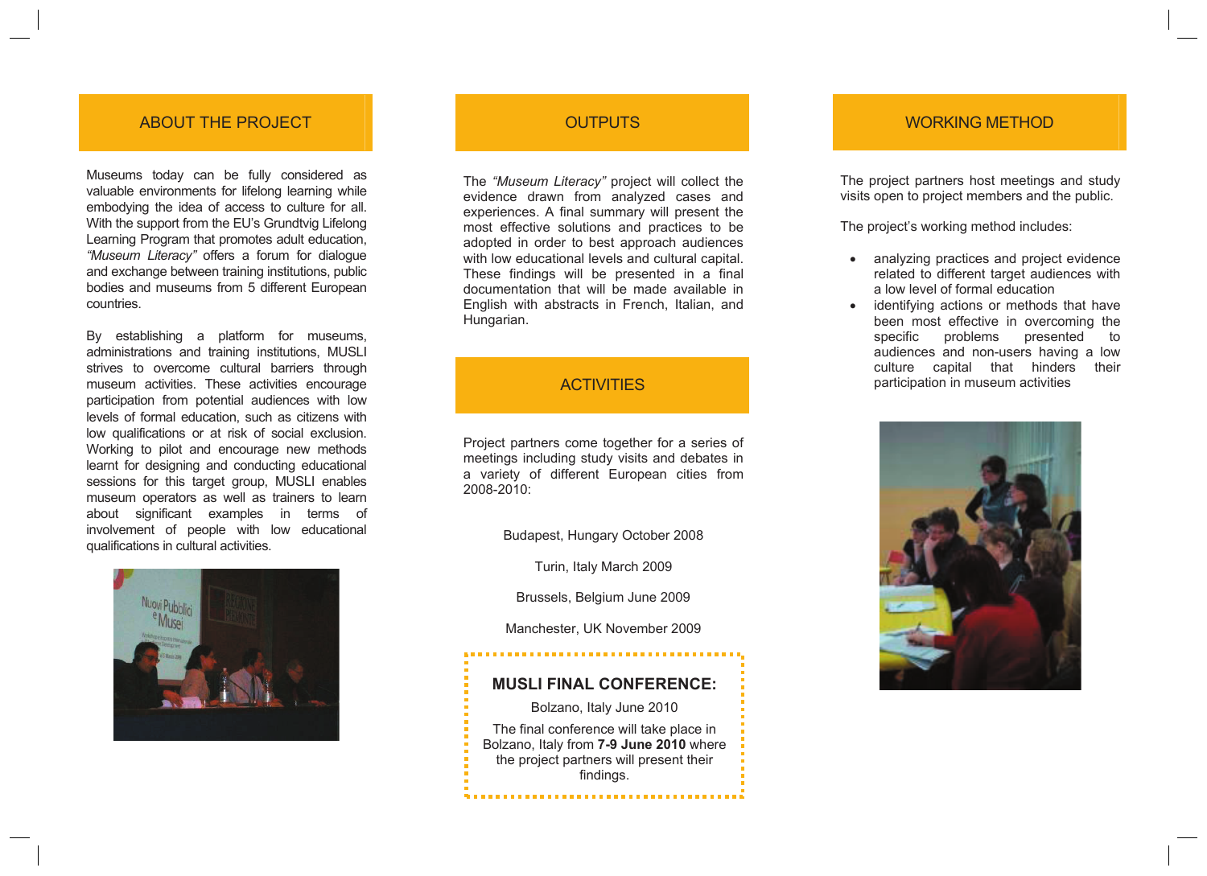## ABOUT THE PROJECT

Museums today can be fully considered as valuable environments for lifelong learning while embodying the idea of access to culture for all. With the support from the EU's Grundtvig Lifelong Learning Program that promotes adult education, *"Museum Literacy"* offers a forum for dialogue and exchange between training institutions, public bodies and museums from 5 different European countries.

By establishing a platform for museums, administrations and training institutions, MUSLI strives to overcome cultural barriers through museum activities. These activities encourage participation from potential audiences with low levels of formal education, such as citizens with low qualifications or at risk of social exclusion. Working to pilot and encourage new methods learnt for designing and conducting educational sessions for this target group, MUSLI enables museum operators as well as trainers to learn about significant examples in terms of involvement of people with low educational qualifications in cultural activities.

## OUTPUTS

The *"Museum Literacy"* project will collect the evidence drawn from analyzed cases and experiences. A final summary will present the most effective solutions and practices to be adopted in order to best approach audiences with low educational levels and cultural capital. These findings will be presented in a final documentation that will be made available in English with abstracts in French, Italian, and Hungarian.

## ACTIVITIES

Project partners come together for a series of meetings including study visits and debates in a variety of different European cities from 2008-2010:

Budapest, Hungary October 2008

Turin, Italy March 2009

Brussels, Belgium June 2009

Manchester, UK November 2009

**MUSLI FINAL CONFERENCE:**

Bolzano, Italy June 2010

The final conference will take place in Bolzano, Italy from **7-9 June 2010** where the project partners will present their findings.

## WORKING METHOD

The project partners host meetings and study visits open to project members and the public.

The project's working method includes:

- analyzing practices and project evidence related to different target audiences with a low level of formal education
- identifying actions or methods that have been most effective in overcoming the specific problems presented to audiences and non-users having a low culture capital that hinders their participation in museum activities